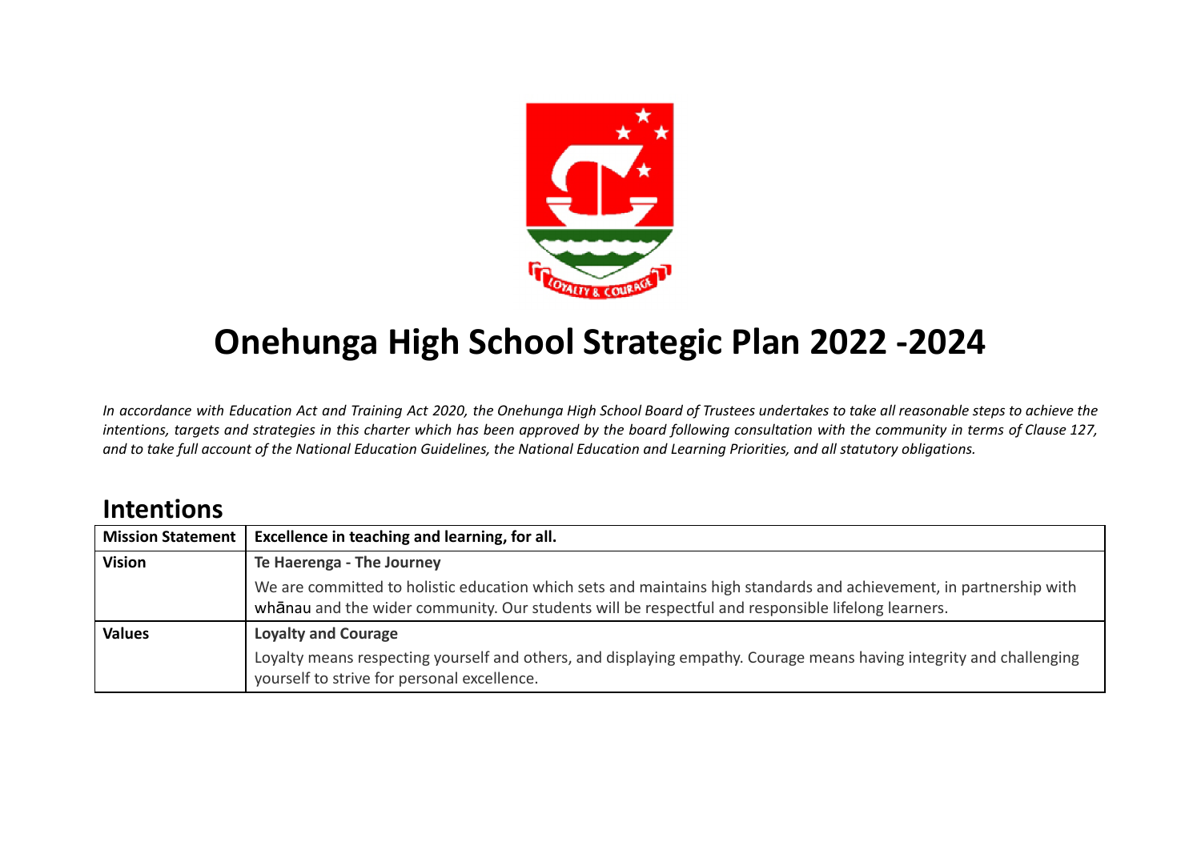# Onehunga High School Strategic Plan 2022 -2024

*In accordance with Education Act and Training Act 2020, the Onehunga High School Board of Trustees undertakes to take all reasonable steps to achieve the intentions, targets and strategies in this charter which has been approved by the board following consultation with the community in terms of Clause 127, and to take full account of the National Education Guidelines, the National Education and Learning Priorities, and all statutory obligations.*

## Intentions

| Mission Statement | Excellence in teaching and learning, for all. |
|---|---|
| **Vision** | **Te Haerenga - The Journey**<br>We are committed to holistic education which sets and maintains high standards and achievement, in partnership with whānau and the wider community. Our students will be respectful and responsible lifelong learners. |
| **Values** | **Loyalty and Courage**<br>Loyalty means respecting yourself and others, and displaying empathy. Courage means having integrity and challenging yourself to strive for personal excellence. |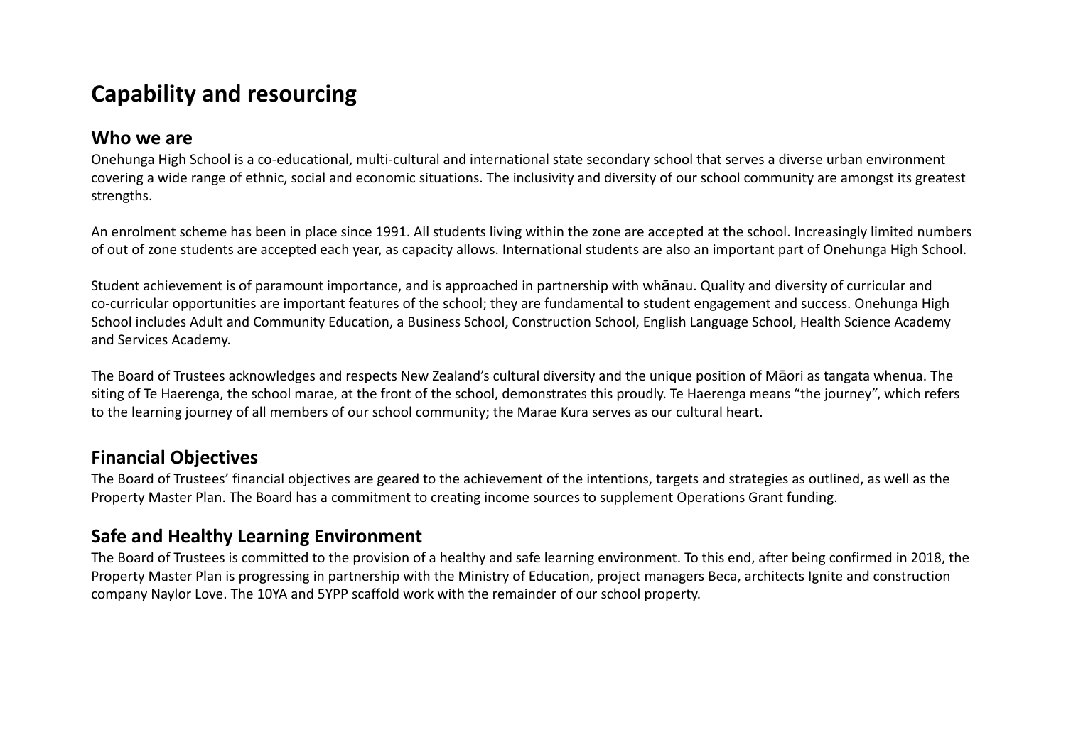# Capability and resourcing

## Who we are

Onehunga High School is a co-educational, multi-cultural and international state secondary school that serves a diverse urban environment covering a wide range of ethnic, social and economic situations. The inclusivity and diversity of our school community are amongst its greatest strengths.

An enrolment scheme has been in place since 1991. All students living within the zone are accepted at the school. Increasingly limited numbers of out of zone students are accepted each year, as capacity allows. International students are also an important part of Onehunga High School.

Student achievement is of paramount importance, and is approached in partnership with whānau. Quality and diversity of curricular and co-curricular opportunities are important features of the school; they are fundamental to student engagement and success. Onehunga High School includes Adult and Community Education, a Business School, Construction School, English Language School, Health Science Academy and Services Academy.

The Board of Trustees acknowledges and respects New Zealand's cultural diversity and the unique position of Māori as tangata whenua. The siting of Te Haerenga, the school marae, at the front of the school, demonstrates this proudly. Te Haerenga means "the journey", which refers to the learning journey of all members of our school community; the Marae Kura serves as our cultural heart.

## Financial Objectives

The Board of Trustees' financial objectives are geared to the achievement of the intentions, targets and strategies as outlined, as well as the Property Master Plan. The Board has a commitment to creating income sources to supplement Operations Grant funding.

## Safe and Healthy Learning Environment

The Board of Trustees is committed to the provision of a healthy and safe learning environment. To this end, after being confirmed in 2018, the Property Master Plan is progressing in partnership with the Ministry of Education, project managers Beca, architects Ignite and construction company Naylor Love. The 10YA and 5YPP scaffold work with the remainder of our school property.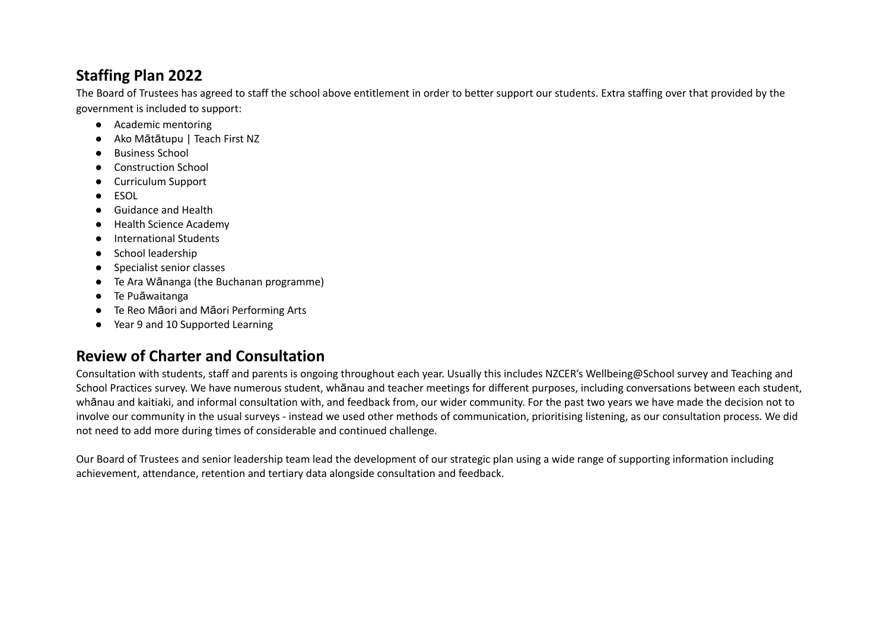## Staffing Plan 2022

The Board of Trustees has agreed to staff the school above entitlement in order to better support our students. Extra staffing over that provided by the government is included to support:

- Academic mentoring
- Ako Mātātupu | Teach First NZ
- Business School
- Construction School
- Curriculum Support
- ESOL
- Guidance and Health
- Health Science Academy
- International Students
- School leadership
- Specialist senior classes
- Te Ara Wānanga (the Buchanan programme)
- Te Puāwaitanga
- Te Reo Māori and Māori Performing Arts
- Year 9 and 10 Supported Learning

## Review of Charter and Consultation

Consultation with students, staff and parents is ongoing throughout each year. Usually this includes NZCER's Wellbeing@School survey and Teaching and School Practices survey. We have numerous student, whānau and teacher meetings for different purposes, including conversations between each student, whānau and kaitiaki, and informal consultation with, and feedback from, our wider community. For the past two years we have made the decision not to involve our community in the usual surveys - instead we used other methods of communication, prioritising listening, as our consultation process. We did not need to add more during times of considerable and continued challenge.

Our Board of Trustees and senior leadership team lead the development of our strategic plan using a wide range of supporting information including achievement, attendance, retention and tertiary data alongside consultation and feedback.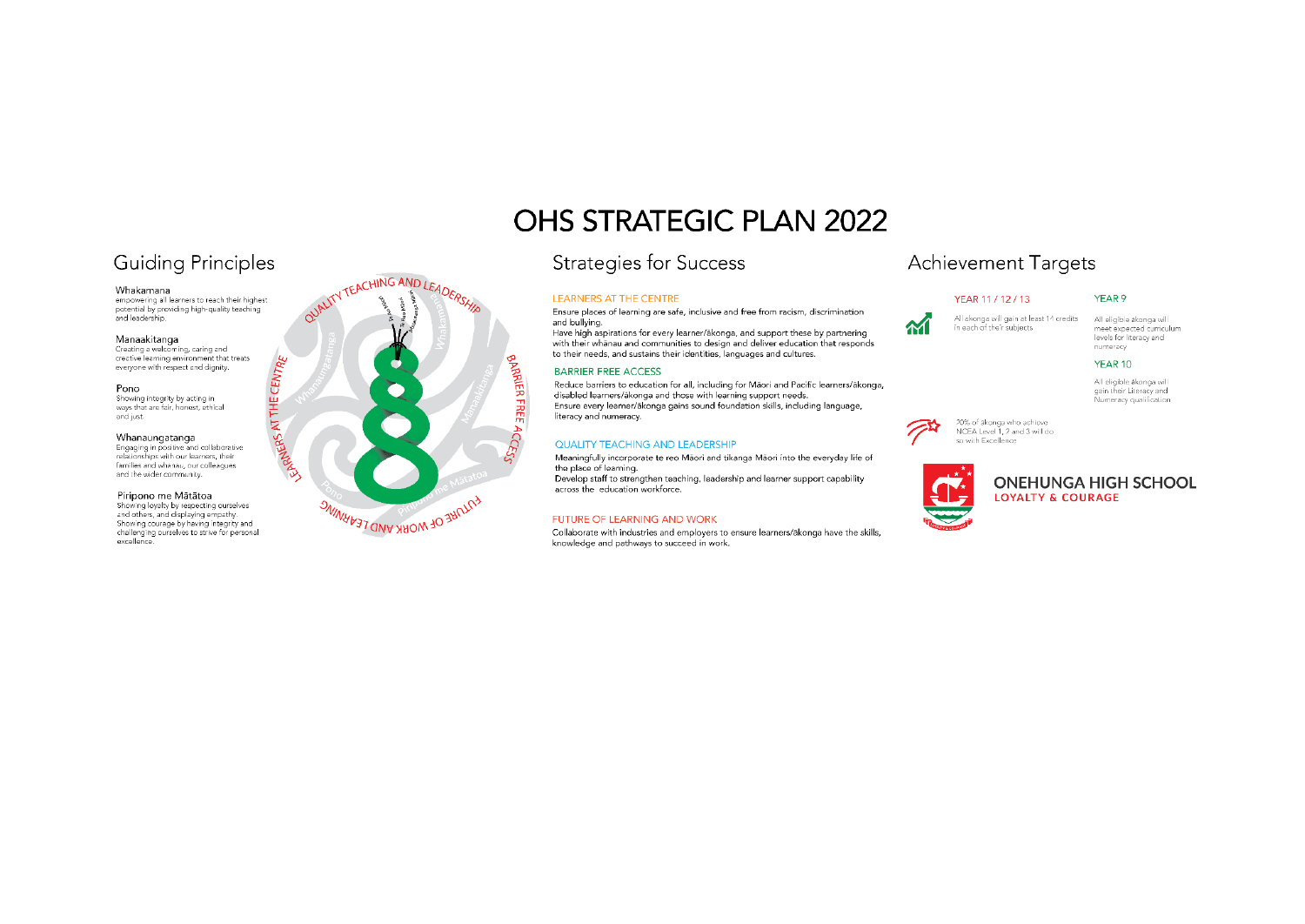# OHS STRATEGIC PLAN 2022

## Guiding Principles

**Whakamana**
empowering all learners to reach their highest potential by providing high-quality teaching and leadership.

**Manaakitanga**
Creating a welcoming, caring and creative learning environment that treats everyone with respect and dignity.

**Pono**
Showing integrity by acting in ways that are fair, honest, ethical and just.

**Whanaungatanga**
Engaging in positive and collaborative relationships with our learners, their families and whānau, our colleagues and the wider community.

**Piripono me Mātātoa**
Showing loyalty by respecting ourselves and others, and displaying empathy.
Showing courage by having integrity and challenging ourselves to strive for personal excellence.

QUALITY TEACHING AND LEADERSHIP · BARRIER FREE ACCESS · FUTURE OF WORK AND LEARNING · LEARNERS AT THE CENTRE

Whakamana · Manaakitanga · Piripono me Mātātoa · Pono · Whanaungatanga

## Strategies for Success

### LEARNERS AT THE CENTRE

Ensure places of learning are safe, inclusive and free from racism, discrimination and bullying.
Have high aspirations for every learner/ākonga, and support these by partnering with their whānau and communities to design and deliver education that responds to their needs, and sustains their identities, languages and cultures.

### BARRIER FREE ACCESS

Reduce barriers to education for all, including for Māori and Pacific learners/ākonga, disabled learners/ākonga and those with learning support needs.
Ensure every learner/ākonga gains sound foundation skills, including language, literacy and numeracy.

### QUALITY TEACHING AND LEADERSHIP

Meaningfully incorporate te reo Māori and tikanga Māori into the everyday life of the place of learning.
Develop staff to strengthen teaching, leadership and learner support capability across the education workforce.

### FUTURE OF LEARNING AND WORK

Collaborate with industries and employers to ensure learners/ākonga have the skills, knowledge and pathways to succeed in work.

## Achievement Targets

**YEAR 11 / 12 / 13**

All ākonga will gain at least 14 credits in each of their subjects

**YEAR 9**

All eligible ākonga will meet expected curriculum levels for literacy and numeracy

**YEAR 10**

All eligible ākonga will gain their Literacy and Numeracy qualification

20% of ākonga who achieve NCEA Level 1, 2 and 3 will do so with Excellence

**ONEHUNGA HIGH SCHOOL**
LOYALTY & COURAGE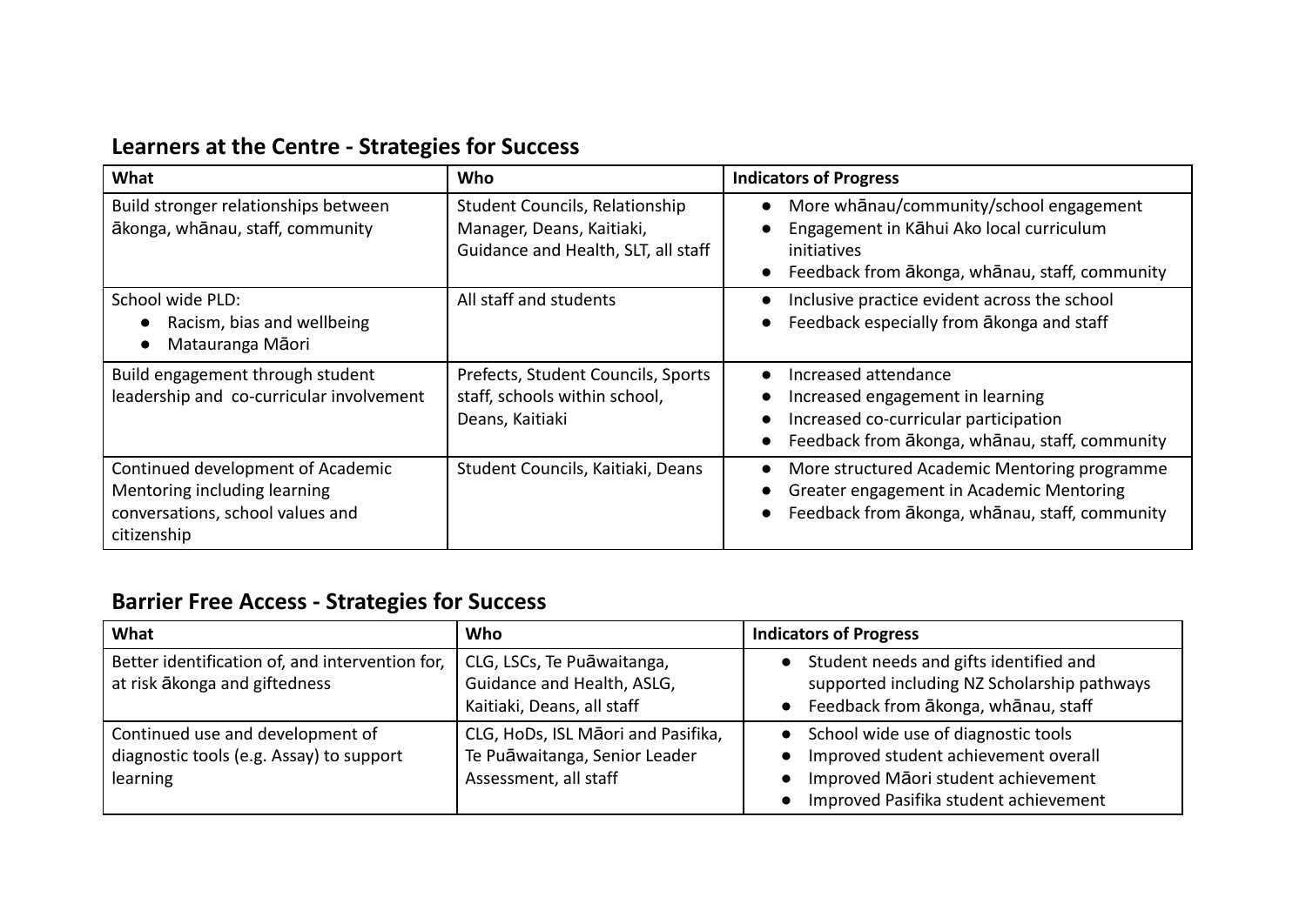## Learners at the Centre - Strategies for Success

| What | Who | Indicators of Progress |
|---|---|---|
| Build stronger relationships between ākonga, whānau, staff, community | Student Councils, Relationship Manager, Deans, Kaitiaki, Guidance and Health, SLT, all staff | • More whānau/community/school engagement<br>• Engagement in Kāhui Ako local curriculum initiatives<br>• Feedback from ākonga, whānau, staff, community |
| School wide PLD:<br>• Racism, bias and wellbeing<br>• Matauranga Māori | All staff and students | • Inclusive practice evident across the school<br>• Feedback especially from ākonga and staff |
| Build engagement through student leadership and co-curricular involvement | Prefects, Student Councils, Sports staff, schools within school, Deans, Kaitiaki | • Increased attendance<br>• Increased engagement in learning<br>• Increased co-curricular participation<br>• Feedback from ākonga, whānau, staff, community |
| Continued development of Academic Mentoring including learning conversations, school values and citizenship | Student Councils, Kaitiaki, Deans | • More structured Academic Mentoring programme<br>• Greater engagement in Academic Mentoring<br>• Feedback from ākonga, whānau, staff, community |

## Barrier Free Access - Strategies for Success

| What | Who | Indicators of Progress |
|---|---|---|
| Better identification of, and intervention for, at risk ākonga and giftedness | CLG, LSCs, Te Puāwaitanga, Guidance and Health, ASLG, Kaitiaki, Deans, all staff | • Student needs and gifts identified and supported including NZ Scholarship pathways<br>• Feedback from ākonga, whānau, staff |
| Continued use and development of diagnostic tools (e.g. Assay) to support learning | CLG, HoDs, ISL Māori and Pasifika, Te Puāwaitanga, Senior Leader Assessment, all staff | • School wide use of diagnostic tools<br>• Improved student achievement overall<br>• Improved Māori student achievement<br>• Improved Pasifika student achievement |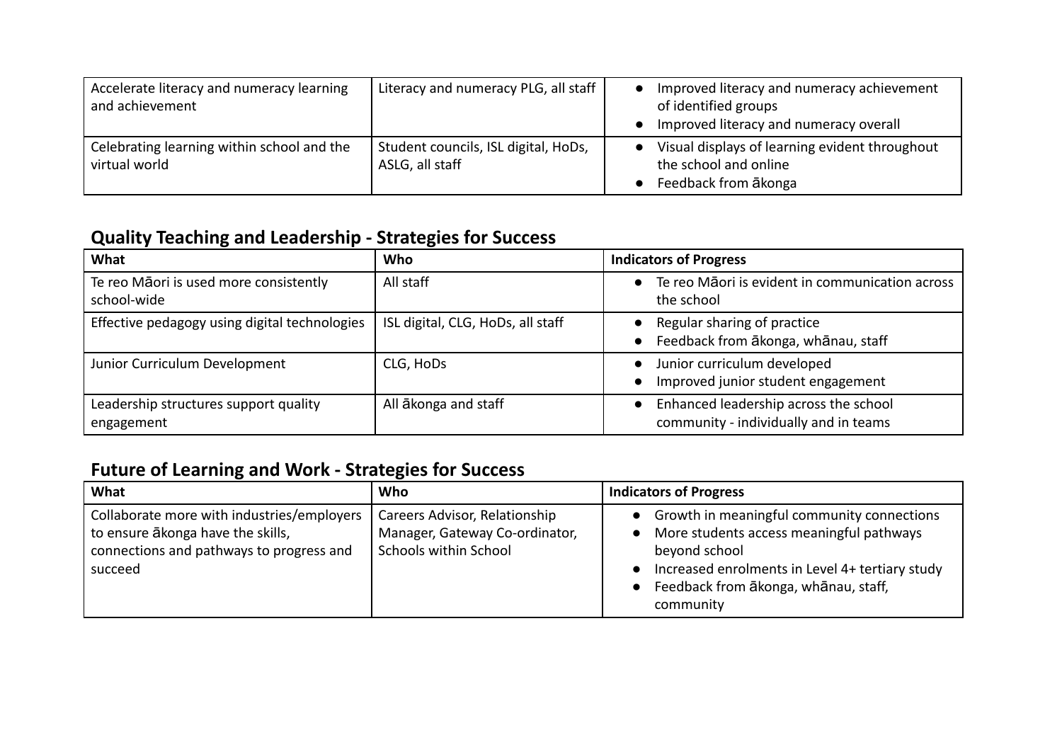| | | |
|---|---|---|
| Accelerate literacy and numeracy learning and achievement | Literacy and numeracy PLG, all staff | • Improved literacy and numeracy achievement of identified groups<br>• Improved literacy and numeracy overall |
| Celebrating learning within school and the virtual world | Student councils, ISL digital, HoDs, ASLG, all staff | • Visual displays of learning evident throughout the school and online<br>• Feedback from ākonga |

## Quality Teaching and Leadership - Strategies for Success

| What | Who | Indicators of Progress |
|---|---|---|
| Te reo Māori is used more consistently school-wide | All staff | • Te reo Māori is evident in communication across the school |
| Effective pedagogy using digital technologies | ISL digital, CLG, HoDs, all staff | • Regular sharing of practice<br>• Feedback from ākonga, whānau, staff |
| Junior Curriculum Development | CLG, HoDs | • Junior curriculum developed<br>• Improved junior student engagement |
| Leadership structures support quality engagement | All ākonga and staff | • Enhanced leadership across the school community - individually and in teams |

## Future of Learning and Work - Strategies for Success

| What | Who | Indicators of Progress |
|---|---|---|
| Collaborate more with industries/employers to ensure ākonga have the skills, connections and pathways to progress and succeed | Careers Advisor, Relationship Manager, Gateway Co-ordinator, Schools within School | • Growth in meaningful community connections<br>• More students access meaningful pathways beyond school<br>• Increased enrolments in Level 4+ tertiary study<br>• Feedback from ākonga, whānau, staff, community |